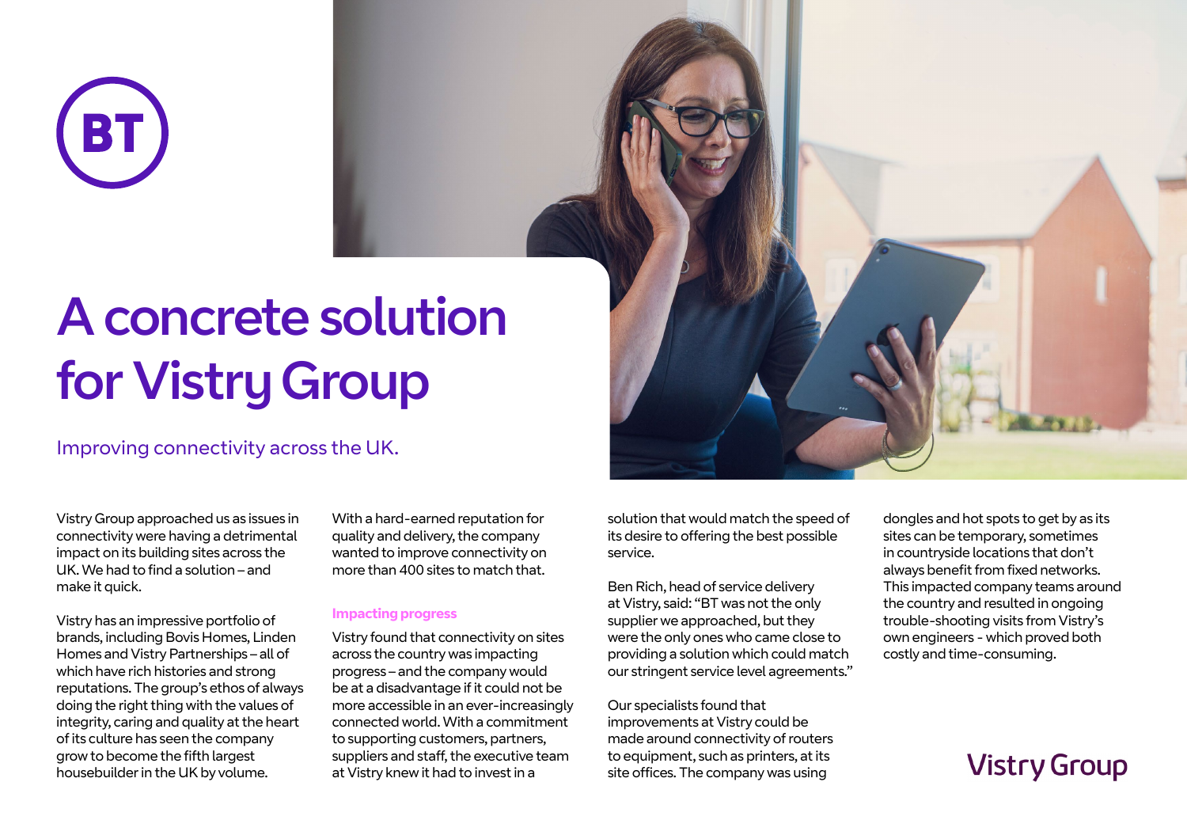# A concrete solution for Vistry Group

Improving connectivity across the UK.

Vistry Group approached us as issues in connectivity were having a detrimental impact on its building sites across the UK. We had to find a solution – and make it quick.

Vistry has an impressive portfolio of brands, including Bovis Homes, Linden Homes and Vistry Partnerships – all of which have rich histories and strong reputations. The group's ethos of always doing the right thing with the values of integrity, caring and quality at the heart of its culture has seen the company grow to become the fifth largest housebuilder in the UK by volume.

With a hard-earned reputation for quality and delivery, the company wanted to improve connectivity on more than 400 sites to match that.

## Impacting progress

Vistry found that connectivity on sites across the country was impacting progress – and the company would be at a disadvantage if it could not be more accessible in an ever-increasingly connected world. With a commitment to supporting customers, partners, suppliers and staff, the executive team at Vistry knew it had to invest in a solution that would match the speed of its desire to offering the best possible service.

Ben Rich, head of service delivery at Vistry, said: "BT was not the only supplier we approached, but they were the only ones who came close to providing a solution which could match our stringent service level agreements."

Our specialists found that improvements at Vistry could be made around connectivity of routers to equipment, such as printers, at its site offices. The company was using dongles and hot spots to get by as its sites can be temporary, sometimes in countryside locations that don't always benefit from fixed networks. This impacted company teams around the country and resulted in ongoing trouble-shooting visits from Vistry's own engineers - which proved both costly and time-consuming.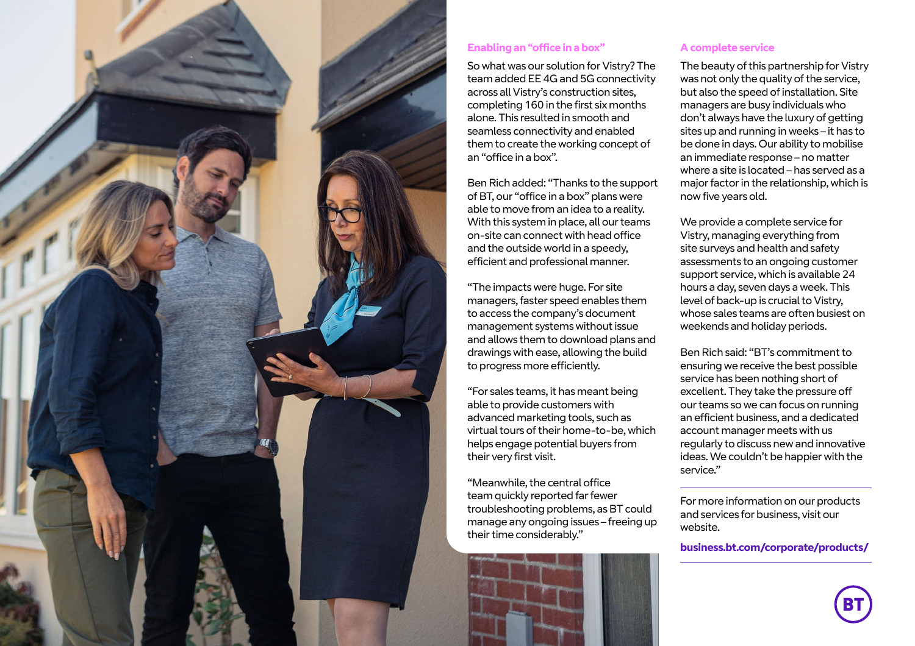## Enabling an "office in a box"

So what was our solution for Vistry? The team added EE 4G and 5G connectivity across all Vistry's construction sites, completing 160 in the first six months alone. This resulted in smooth and seamless connectivity and enabled them to create the working concept of an "office in a box".

Ben Rich added: "Thanks to the support of BT, our "office in a box" plans were able to move from an idea to a reality. With this system in place, all our teams on-site can connect with head office and the outside world in a speedy, efficient and professional manner.

"The impacts were huge. For site managers, faster speed enables them to access the company's document management systems without issue and allows them to download plans and drawings with ease, allowing the build to progress more efficiently.

"For sales teams, it has meant being able to provide customers with advanced marketing tools, such as virtual tours of their home-to-be, which helps engage potential buyers from their very first visit.

"Meanwhile, the central office team quickly reported far fewer troubleshooting problems, as BT could manage any ongoing issues – freeing up their time considerably."

## A complete service

The beauty of this partnership for Vistry was not only the quality of the service, but also the speed of installation. Site managers are busy individuals who don't always have the luxury of getting sites up and running in weeks – it has to be done in days. Our ability to mobilise an immediate response – no matter where a site is located – has served as a major factor in the relationship, which is now five years old.

We provide a complete service for Vistry, managing everything from site surveys and health and safety assessments to an ongoing customer support service, which is available 24 hours a day, seven days a week. This level of back-up is crucial to Vistry, whose sales teams are often busiest on weekends and holiday periods.

Ben Rich said: "BT's commitment to ensuring we receive the best possible service has been nothing short of excellent. They take the pressure off our teams so we can focus on running an efficient business, and a dedicated account manager meets with us regularly to discuss new and innovative ideas. We couldn't be happier with the service."

For more information on our products and services for business, visit our website.

**business.bt.com/corporate/products/**